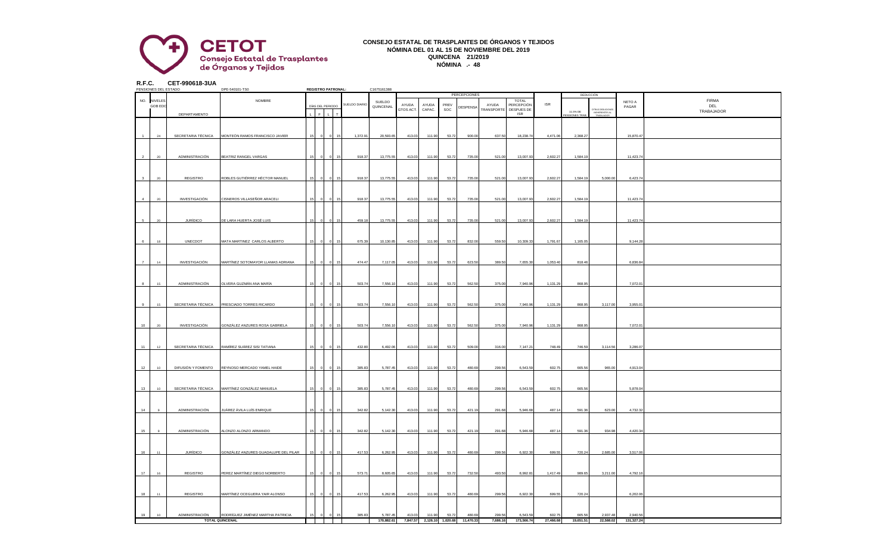**CETOT**
**Consejo Estatal de Trasplantes de Órganos y Tejidos**

# CONSEJO ESTATAL DE TRASPLANTES DE ÓRGANOS Y TEJIDOS
## NÓMINA DEL 01 AL 15 DE NOVIEMBRE DEL 2019
## QUINCENA 21/2019
## NÓMINA .- 48

**R.F.C. CET-990618-3UA**

PENSIONES DEL ESTADO DPE-540101-TS0 **REGISTRO PATRONAL:** C1675161388

| NO. | NIVELES GOB EDO | DEPARTAMENTO | NOMBRE | DÍAS DEL PERIODO L | F | L | T | SUELDO DIARIO | SUELDO QUINCENAL | PERCEPCIONES AYUDA GTOS ACT. | AYUDA CAPAC. | PREV SOC | DESPENSA | AYUDA TRANSPORTE | TOTAL PERCEPCIÓN DESPUES DE ISR | ISR | DEDUCCIÓN 11.5% DE PENSIONES TRAB. | OTRAS DEDUCCIONES INHERENTES AL TRABAJADOR | NETO A PAGAR | FIRMA DEL TRABAJADOR |
|---|---|---|---|---|---|---|---|---|---|---|---|---|---|---|---|---|---|---|---|---|
| 1 | 24 | SECRETARIA TÉCNICA | MONTEÓN RAMOS FRANCISCO JAVIER | 15 | 0 | 0 | 15 | 1,372.91 | 20,593.65 | 413.03 | 111.90 | 53.72 | 900.00 | 637.50 | 18,238.74 | 4,471.06 | 2,368.27 | | 15,870.47 | |
| 2 | 20 | ADMINISTRACIÓN | BEATRIZ RANGEL VARGAS | 15 | 0 | 0 | 15 | 918.37 | 13,775.55 | 413.03 | 111.90 | 53.72 | 735.00 | 521.00 | 13,007.93 | 2,602.27 | 1,584.19 | | 11,423.74 | |
| 3 | 20 | REGISTRO | ROBLES GUTIÉRREZ HÉCTOR MANUEL | 15 | 0 | 0 | 15 | 918.37 | 13,775.55 | 413.03 | 111.90 | 53.72 | 735.00 | 521.00 | 13,007.93 | 2,602.27 | 1,584.19 | 5,000.00 | 6,423.74 | |
| 4 | 20 | INVESTIGACIÓN | CISNEROS VILLASEÑOR ARACELI | 15 | 0 | 0 | 15 | 918.37 | 13,775.55 | 413.03 | 111.90 | 53.72 | 735.00 | 521.00 | 13,007.93 | 2,602.27 | 1,584.19 | | 11,423.74 | |
| 5 | 20 | JURÍDICO | DE LARA HUERTA JOSÉ LUIS | 15 | 0 | 0 | 15 | 459.18 | 13,775.55 | 413.03 | 111.90 | 53.72 | 735.00 | 521.00 | 13,007.93 | 2,602.27 | 1,584.19 | | 11,423.74 | |
| 6 | 18 | UNECDOT | MATA MARTINEZ CARLOS ALBERTO | 15 | 0 | 0 | 15 | 675.39 | 10,130.85 | 413.03 | 111.90 | 53.72 | 832.00 | 559.50 | 10,309.33 | 1,791.67 | 1,165.05 | | 9,144.28 | |
| 7 | 14 | INVESTIGACIÓN | MARTÍNEZ SOTOMAYOR LLAMAS ADRIANA | 15 | 0 | 0 | 15 | 474.47 | 7,117.05 | 413.03 | 111.90 | 53.72 | 623.50 | 389.50 | 7,655.30 | 1,053.40 | 818.46 | | 6,836.84 | |
| 8 | 15 | ADMINISTRACIÓN | OLVERA GUZMÁN ANA MARÍA | 15 | 0 | 0 | 15 | 503.74 | 7,556.10 | 413.03 | 111.90 | 53.72 | 562.50 | 375.00 | 7,940.96 | 1,131.29 | 868.95 | | 7,072.01 | |
| 9 | 15 | SECRETARIA TÉCNICA | PRESCIADO TORRES RICARDO | 15 | 0 | 0 | 15 | 503.74 | 7,556.10 | 413.03 | 111.90 | 53.72 | 562.50 | 375.00 | 7,940.96 | 1,131.29 | 868.95 | 3,117.00 | 3,955.01 | |
| 10 | 20 | INVESTIGACIÓN | GONZÁLEZ ANZURES ROSA GABRIELA | 15 | 0 | 0 | 15 | 503.74 | 7,556.10 | 413.03 | 111.90 | 53.72 | 562.50 | 375.00 | 7,940.96 | 1,131.29 | 868.95 | | 7,072.01 | |
| 11 | 12 | SECRETARIA TÉCNICA | RAMÍREZ SUÁREZ SISI TATIANA | 15 | 0 | 0 | 15 | 432.80 | 6,492.06 | 413.03 | 111.90 | 53.72 | 509.00 | 316.00 | 7,147.21 | 748.49 | 746.59 | 3,114.56 | 3,286.07 | |
| 12 | 10 | DIFUSIÓN Y FOMENTO | REYNOSO MERCADO YAMEL HAIDE | 15 | 0 | 0 | 15 | 385.83 | 5,787.45 | 413.03 | 111.90 | 53.72 | 480.69 | 299.56 | 6,543.59 | 602.75 | 665.56 | 965.00 | 4,913.04 | |
| 13 | 10 | SECRETARIA TÉCNICA | MARTÍNEZ GONZÁLEZ MANUELA | 15 | 0 | 0 | 15 | 385.83 | 5,787.45 | 413.03 | 111.90 | 53.72 | 480.69 | 299.56 | 6,543.59 | 602.75 | 665.56 | | 5,878.04 | |
| 14 | 9 | ADMINISTRACIÓN | JUÁREZ ÁVILA LUÍS ENRIQUE | 15 | 0 | 0 | 15 | 342.82 | 5,142.30 | 413.03 | 111.90 | 53.72 | 421.19 | 291.68 | 5,946.68 | 487.14 | 591.36 | 623.00 | 4,732.32 | |
| 15 | 9 | ADMINISTRACIÓN | ALONZO ALONZO ARMANDO | 15 | 0 | 0 | 15 | 342.82 | 5,142.30 | 413.03 | 111.90 | 53.72 | 421.19 | 291.68 | 5,946.68 | 487.14 | 591.36 | 934.98 | 4,420.34 | |
| 16 | 11 | JURÍDICO | GONZÁLEZ ANZURES GUADALUPE DEL PILAR | 15 | 0 | 0 | 15 | 417.53 | 6,262.95 | 413.03 | 111.90 | 53.72 | 480.69 | 299.56 | 6,922.30 | 699.55 | 720.24 | 2,685.00 | 3,517.06 | |
| 17 | 16 | REGISTRO | PEREZ MARTÍNEZ DIEGO NORBERTO | 15 | 0 | 0 | 15 | 573.71 | 8,605.65 | 413.03 | 111.90 | 53.72 | 732.50 | 493.50 | 8,992.81 | 1,417.49 | 989.65 | 3,211.00 | 4,792.16 | |
| 18 | 11 | REGISTRO | MARTÍNEZ OCEGUERA YAIR ALONSO | 15 | 0 | 0 | 15 | 417.53 | 6,262.95 | 413.03 | 111.90 | 53.72 | 480.69 | 299.56 | 6,922.30 | 699.55 | 720.24 | | 6,202.06 | |
| 19 | 10 | ADMINISTRACIÓN | RODRÍGUEZ JIMÉNEZ MARTHA PATRICIA | 15 | 0 | 0 | 15 | 385.83 | 5,787.45 | 413.03 | 111.90 | 53.72 | 480.69 | 299.56 | 6,543.59 | 602.75 | 665.56 | 2,937.48 | 2,940.56 | |
| | | TOTAL QUINCENAL | | | | | | | 170,882.61 | 7,847.57 | 2,126.10 | 1,020.68 | 11,470.33 | 7,686.16 | 173,566.74 | 27,466.68 | 19,651.51 | 22,588.02 | 131,327.24 | |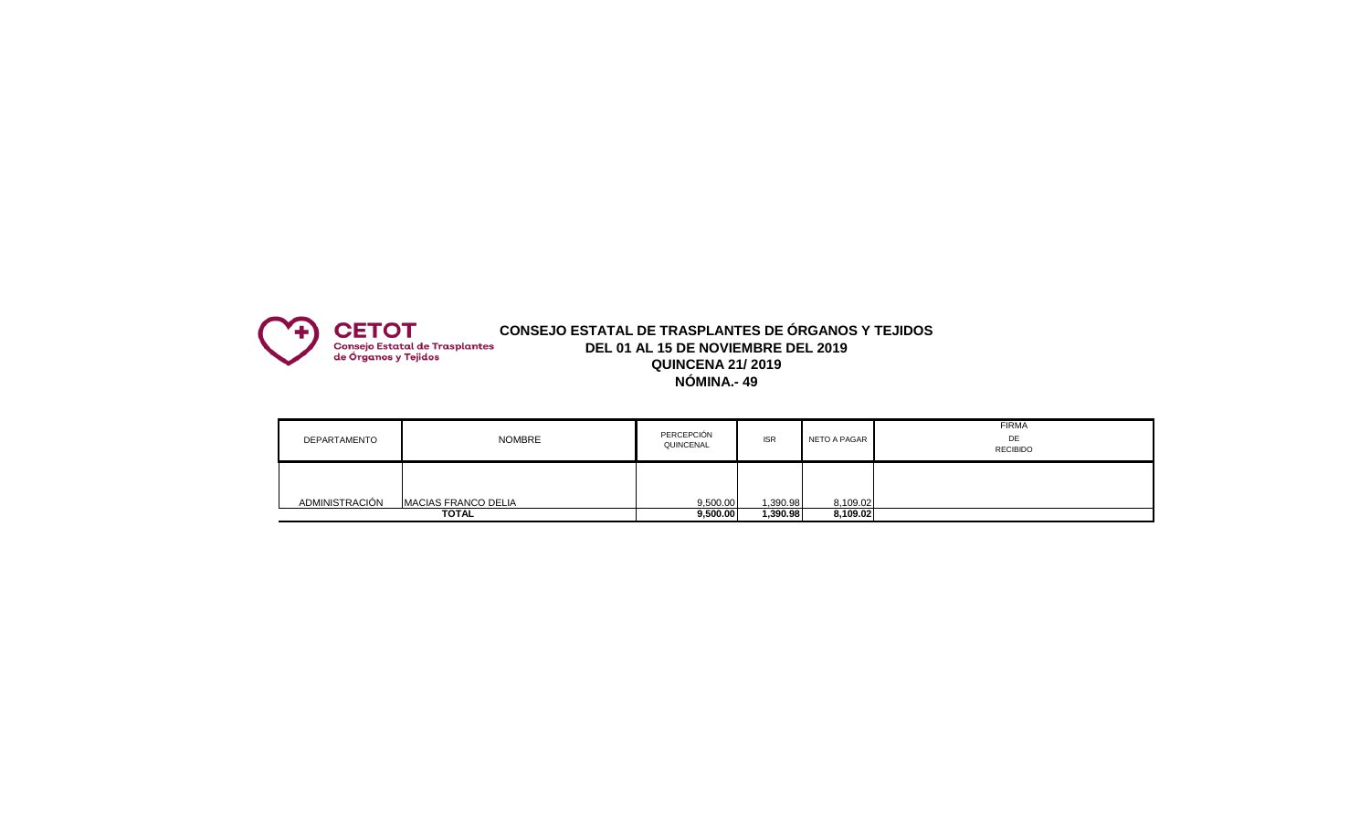**CETOT**
Consejo Estatal de Trasplantes de Órganos y Tejidos

**CONSEJO ESTATAL DE TRASPLANTES DE ÓRGANOS Y TEJIDOS**
**DEL 01 AL 15 DE NOVIEMBRE DEL 2019**
**QUINCENA 21/ 2019**
**NÓMINA.- 49**

| DEPARTAMENTO | NOMBRE | PERCEPCIÓN QUINCENAL | ISR | NETO A PAGAR | FIRMA DE RECIBIDO |
|---|---|---|---|---|---|
| ADMINISTRACIÓN | MACIAS FRANCO DELIA | 9,500.00 | 1,390.98 | 8,109.02 | |
| **TOTAL** | | **9,500.00** | **1,390.98** | **8,109.02** | |